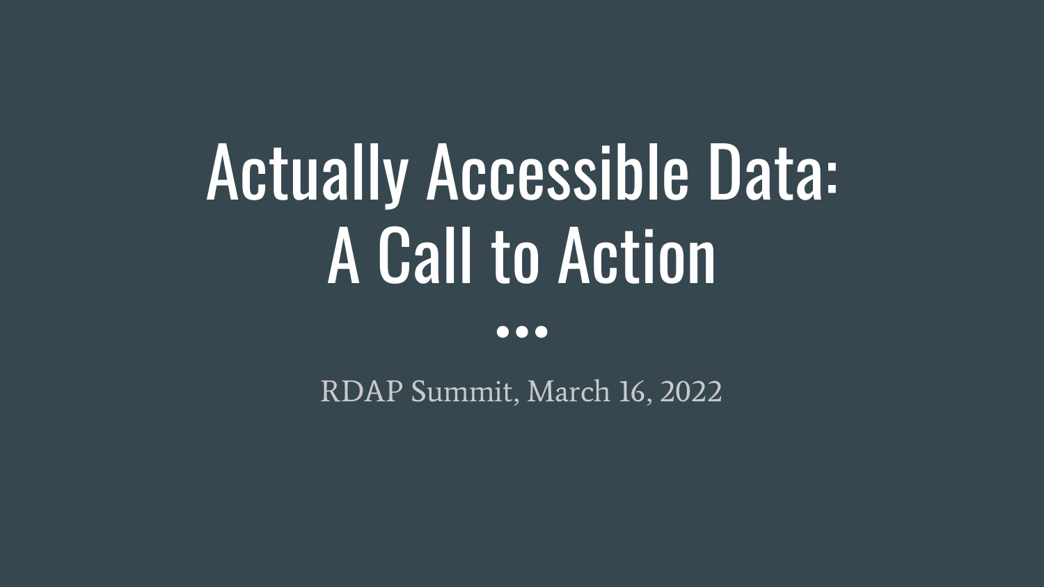# Actually Accessible Data: A Call to Action

RDAP Summit, March 16, 2022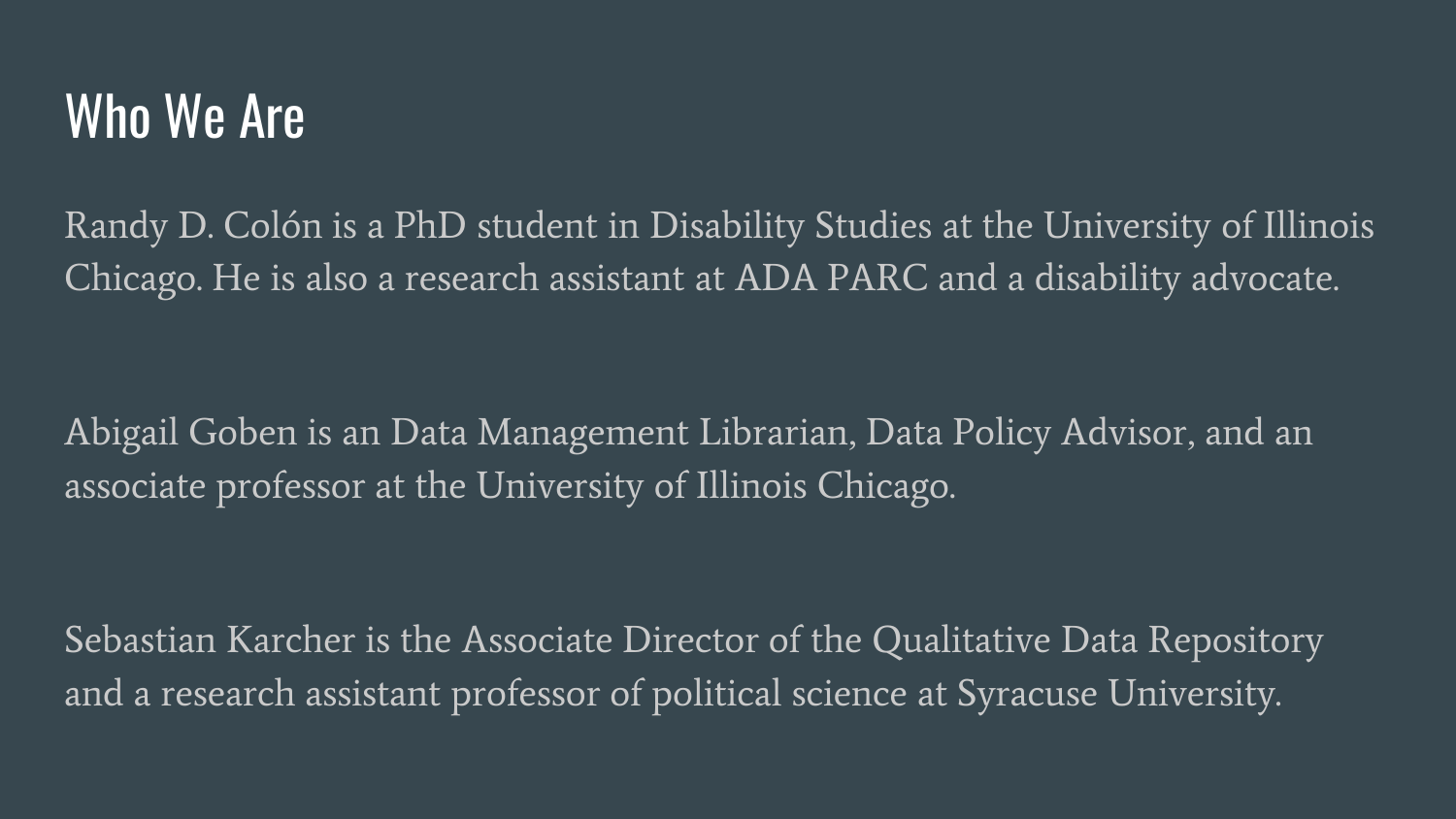# Who We Are

Randy D. Colón is a PhD student in Disability Studies at the University of Illinois Chicago. He is also a research assistant at ADA PARC and a disability advocate.

Abigail Goben is an Data Management Librarian, Data Policy Advisor, and an associate professor at the University of Illinois Chicago.

Sebastian Karcher is the Associate Director of the Qualitative Data Repository and a research assistant professor of political science at Syracuse University.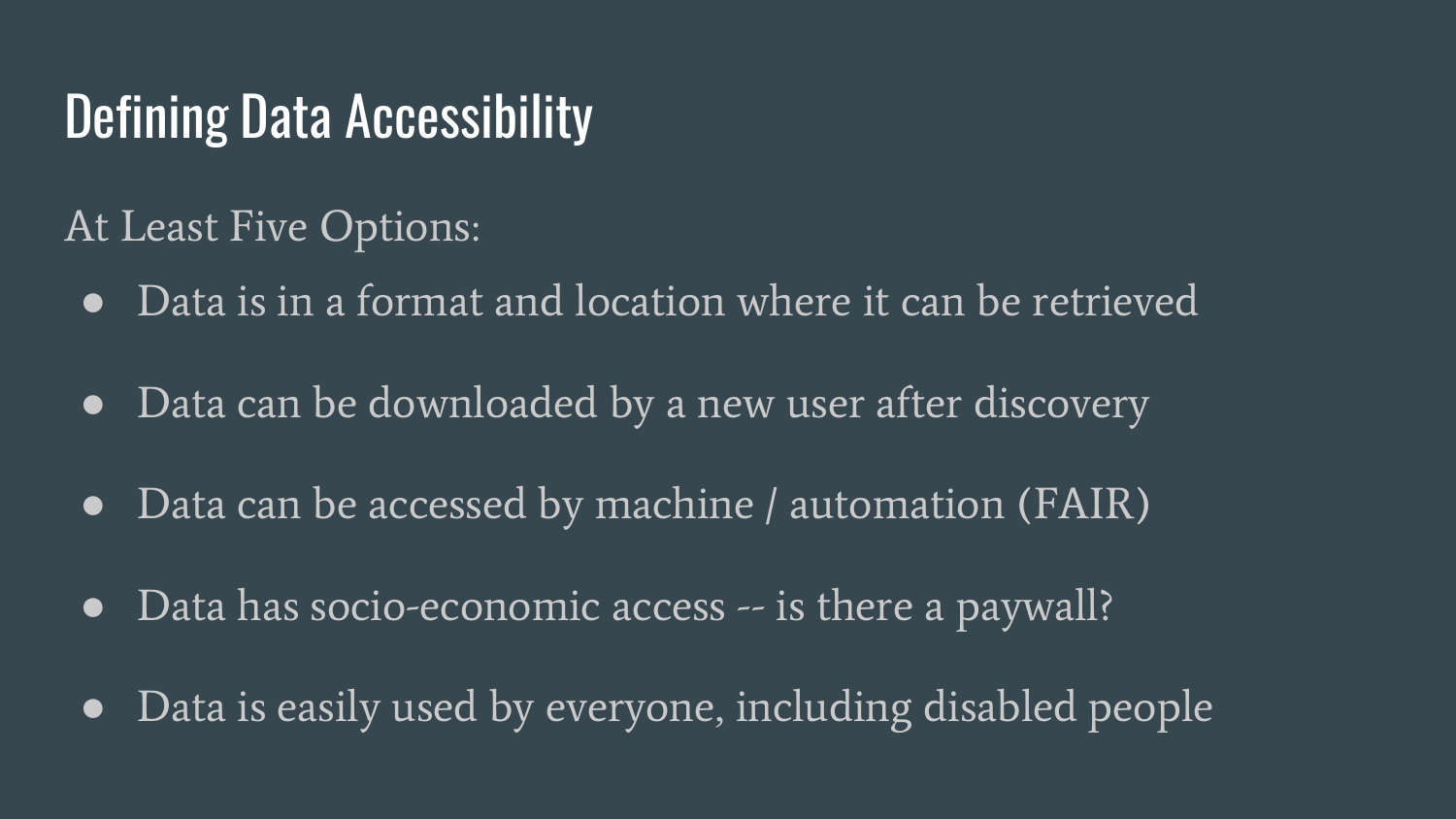# Defining Data Accessibility

At Least Five Options:

- Data is in a format and location where it can be retrieved
- Data can be downloaded by a new user after discovery
- Data can be accessed by machine / automation (FAIR)
- Data has socio-economic access -- is there a paywall?
- Data is easily used by everyone, including disabled people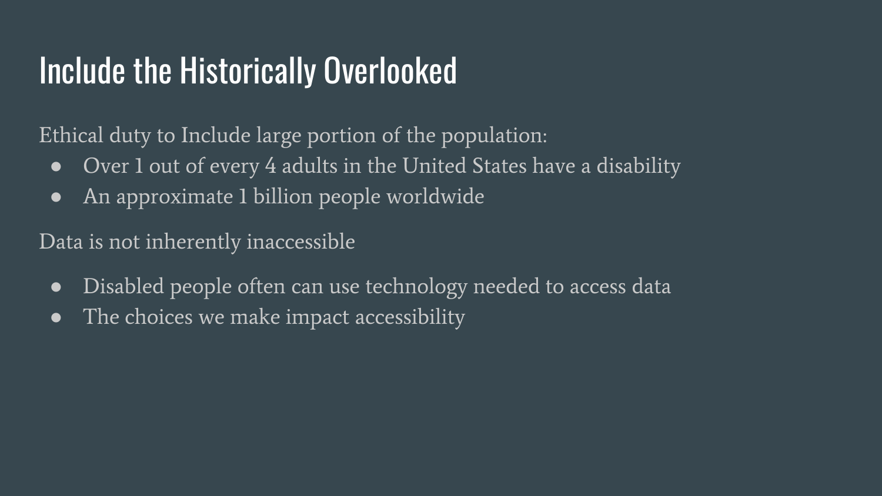# Include the Historically Overlooked

Ethical duty to Include large portion of the population:

- Over 1 out of every 4 adults in the United States have a disability
- An approximate 1 billion people worldwide

Data is not inherently inaccessible

- Disabled people often can use technology needed to access data
- The choices we make impact accessibility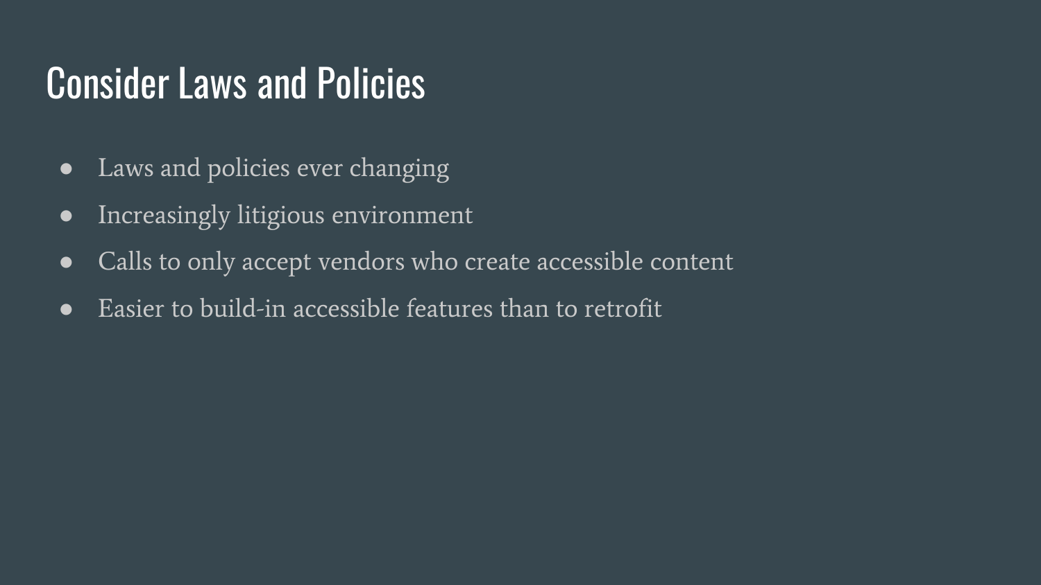# Consider Laws and Policies

- Laws and policies ever changing
- Increasingly litigious environment
- Calls to only accept vendors who create accessible content
- Easier to build-in accessible features than to retrofit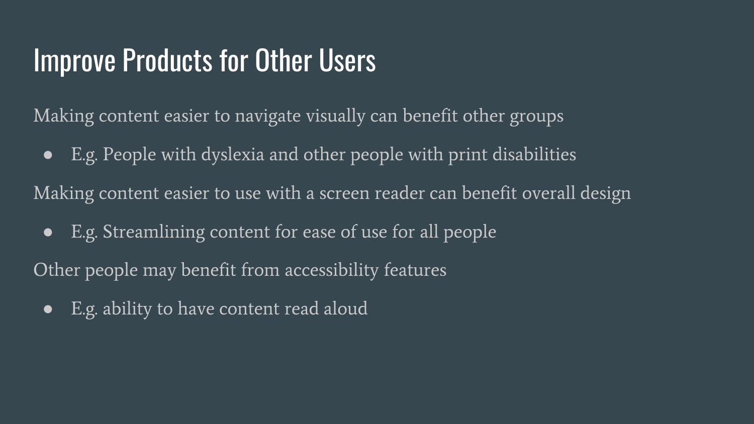# Improve Products for Other Users

Making content easier to navigate visually can benefit other groups

- E.g. People with dyslexia and other people with print disabilities

Making content easier to use with a screen reader can benefit overall design

- E.g. Streamlining content for ease of use for all people

Other people may benefit from accessibility features

- E.g. ability to have content read aloud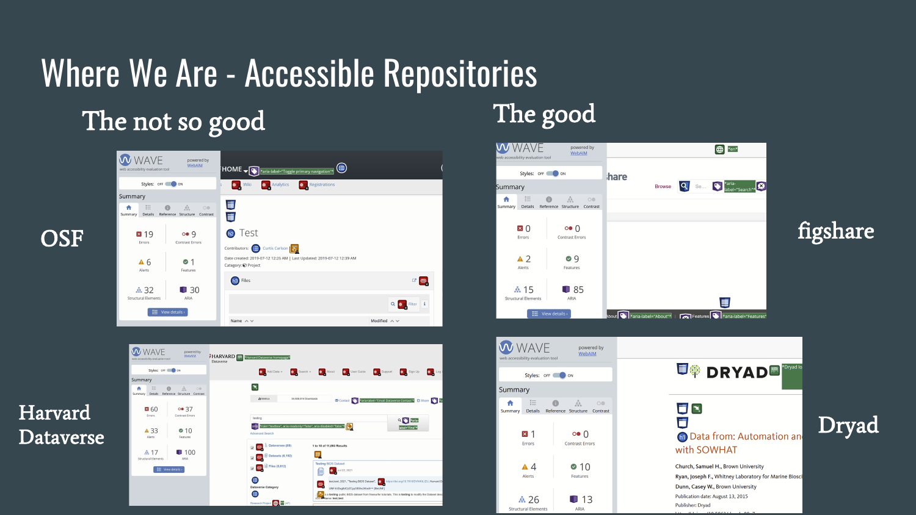# Where We Are - Accessible Repositories

## The not so good

OSF

Harvard Dataverse

## The good

figshare

Dryad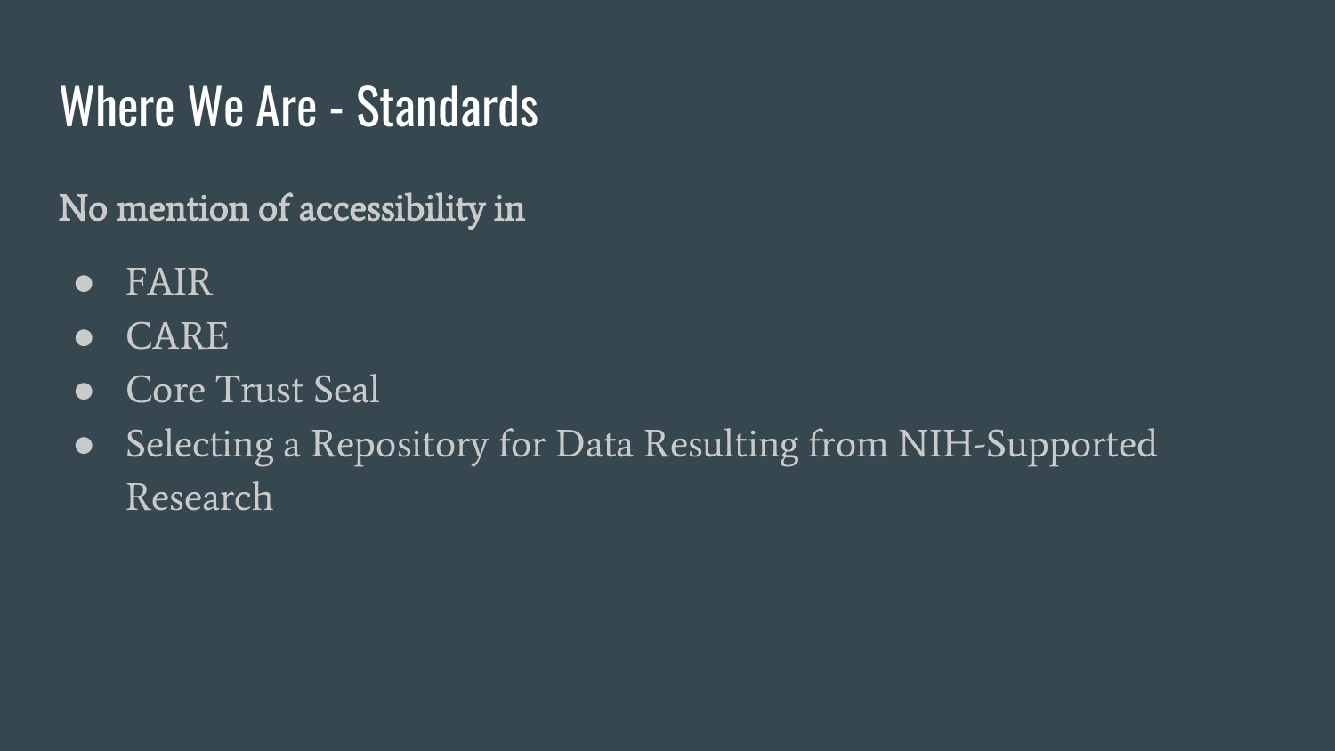# Where We Are - Standards

No mention of accessibility in

- FAIR
- CARE
- Core Trust Seal
- Selecting a Repository for Data Resulting from NIH-Supported Research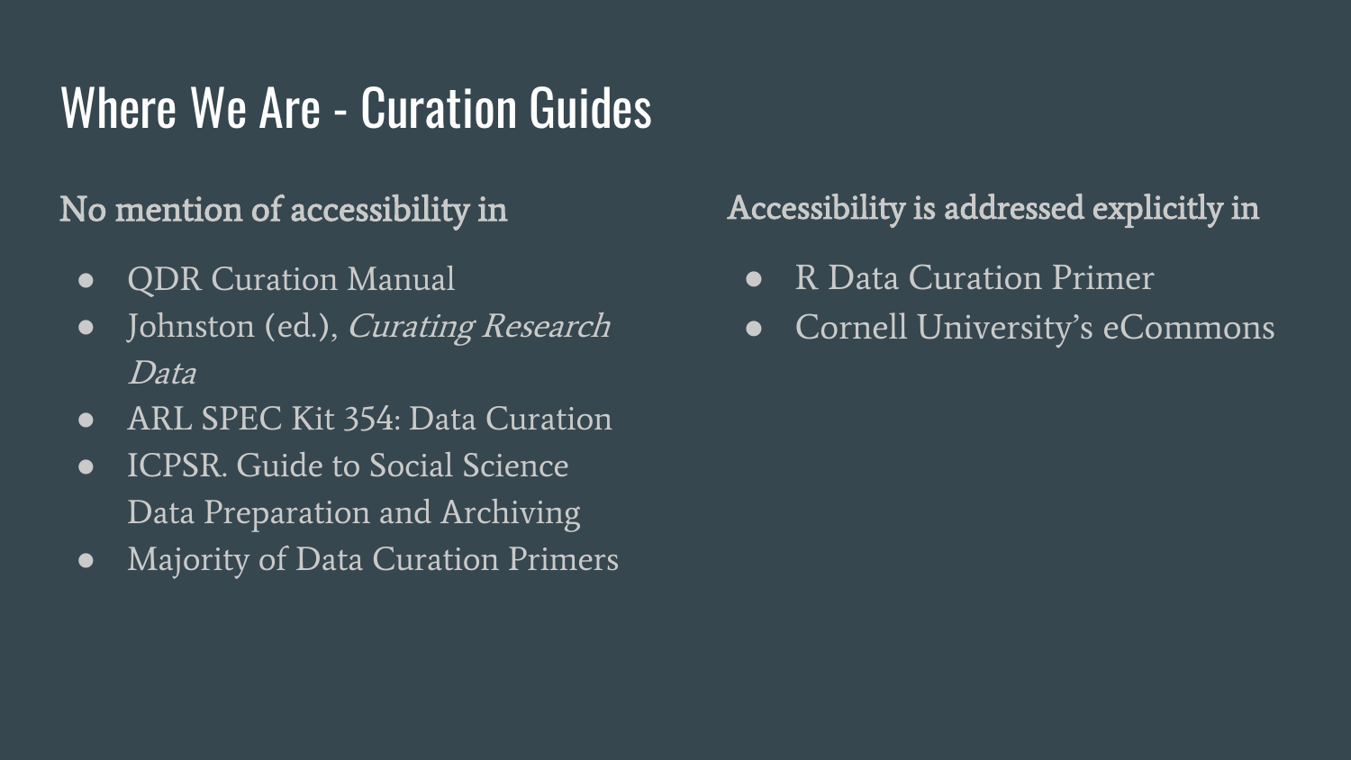# Where We Are - Curation Guides

## No mention of accessibility in

- QDR Curation Manual
- Johnston (ed.), *Curating Research Data*
- ARL SPEC Kit 354: Data Curation
- ICPSR. Guide to Social Science Data Preparation and Archiving
- Majority of Data Curation Primers

## Accessibility is addressed explicitly in

- R Data Curation Primer
- Cornell University's eCommons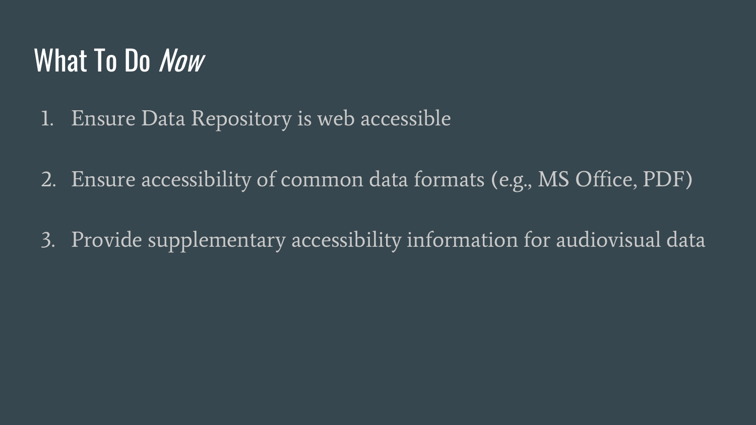# What To Do *Now*

1. Ensure Data Repository is web accessible

2. Ensure accessibility of common data formats (e.g., MS Office, PDF)

3. Provide supplementary accessibility information for audiovisual data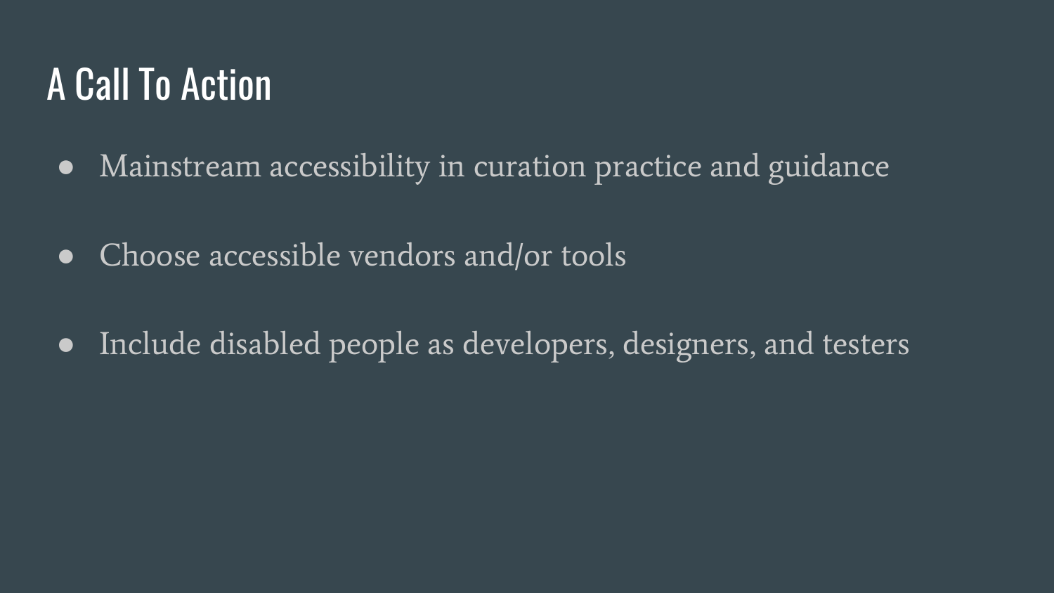# A Call To Action

- Mainstream accessibility in curation practice and guidance
- Choose accessible vendors and/or tools
- Include disabled people as developers, designers, and testers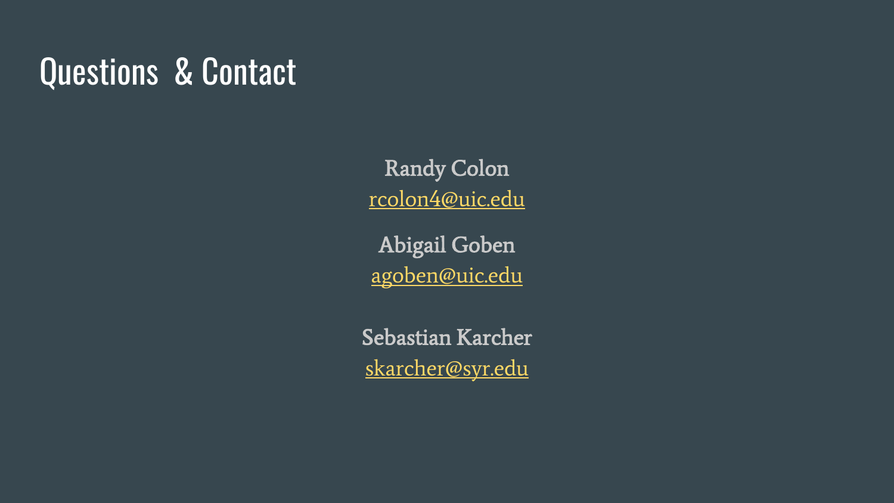# Questions & Contact

Randy Colon
rcolon4@uic.edu

Abigail Goben
agoben@uic.edu

Sebastian Karcher
skarcher@syr.edu